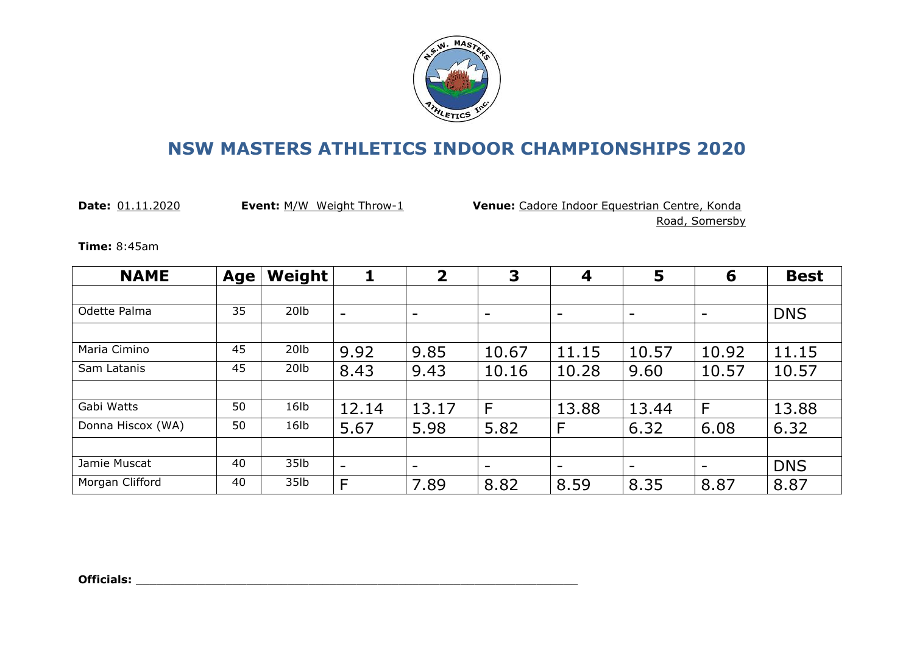# NSW MASTERS ATHLETICS INDOOR CHAMPIONSHIPS 2020

**Date:** 01.11.2020 **Event:** M/W Weight Throw-1 **Venue:** Cadore Indoor Equestrian Centre, Konda Road, Somersby

**Time:** 8:45am

| NAME | Age | Weight | 1 | 2 | 3 | 4 | 5 | 6 | Best |
|---|---|---|---|---|---|---|---|---|---|
| | | | | | | | | | |
| Odette Palma | 35 | 20lb | - | - | - | - | - | - | DNS |
| | | | | | | | | | |
| Maria Cimino | 45 | 20lb | 9.92 | 9.85 | 10.67 | 11.15 | 10.57 | 10.92 | 11.15 |
| Sam Latanis | 45 | 20lb | 8.43 | 9.43 | 10.16 | 10.28 | 9.60 | 10.57 | 10.57 |
| | | | | | | | | | |
| Gabi Watts | 50 | 16lb | 12.14 | 13.17 | F | 13.88 | 13.44 | F | 13.88 |
| Donna Hiscox (WA) | 50 | 16lb | 5.67 | 5.98 | 5.82 | F | 6.32 | 6.08 | 6.32 |
| | | | | | | | | | |
| Jamie Muscat | 40 | 35lb | - | - | - | - | - | - | DNS |
| Morgan Clifford | 40 | 35lb | F | 7.89 | 8.82 | 8.59 | 8.35 | 8.87 | 8.87 |

**Officials:** ___________________________________________________________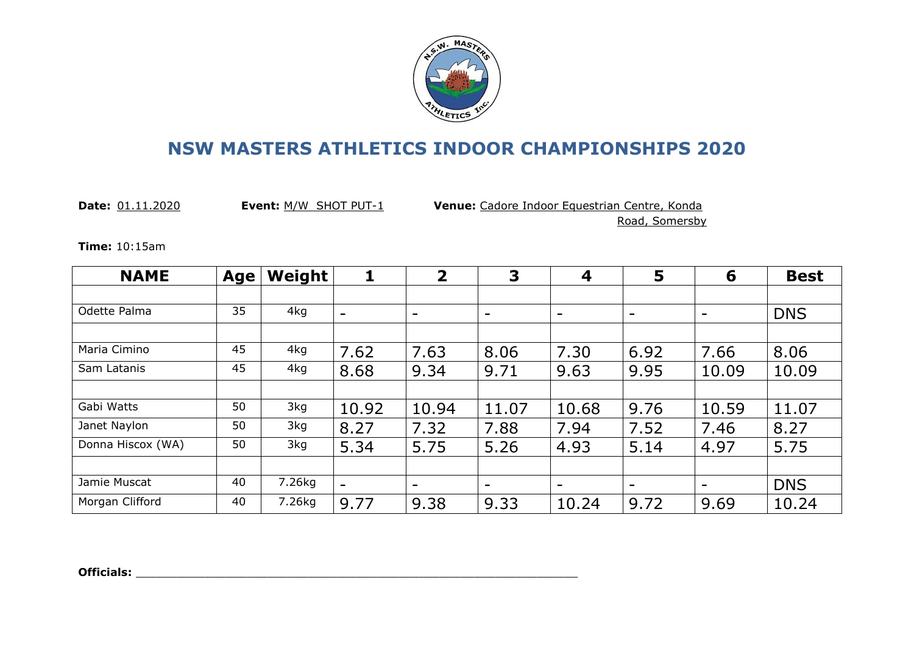# NSW MASTERS ATHLETICS INDOOR CHAMPIONSHIPS 2020

**Date:** 01.11.2020 **Event:** M/W SHOT PUT-1 **Venue:** Cadore Indoor Equestrian Centre, Konda Road, Somersby

**Time:** 10:15am

| NAME | Age | Weight | 1 | 2 | 3 | 4 | 5 | 6 | Best |
|---|---|---|---|---|---|---|---|---|---|
| | | | | | | | | | |
| Odette Palma | 35 | 4kg | - | - | - | - | - | - | DNS |
| | | | | | | | | | |
| Maria Cimino | 45 | 4kg | 7.62 | 7.63 | 8.06 | 7.30 | 6.92 | 7.66 | 8.06 |
| Sam Latanis | 45 | 4kg | 8.68 | 9.34 | 9.71 | 9.63 | 9.95 | 10.09 | 10.09 |
| | | | | | | | | | |
| Gabi Watts | 50 | 3kg | 10.92 | 10.94 | 11.07 | 10.68 | 9.76 | 10.59 | 11.07 |
| Janet Naylon | 50 | 3kg | 8.27 | 7.32 | 7.88 | 7.94 | 7.52 | 7.46 | 8.27 |
| Donna Hiscox (WA) | 50 | 3kg | 5.34 | 5.75 | 5.26 | 4.93 | 5.14 | 4.97 | 5.75 |
| | | | | | | | | | |
| Jamie Muscat | 40 | 7.26kg | - | - | - | - | - | - | DNS |
| Morgan Clifford | 40 | 7.26kg | 9.77 | 9.38 | 9.33 | 10.24 | 9.72 | 9.69 | 10.24 |

**Officials:** ______________________________________________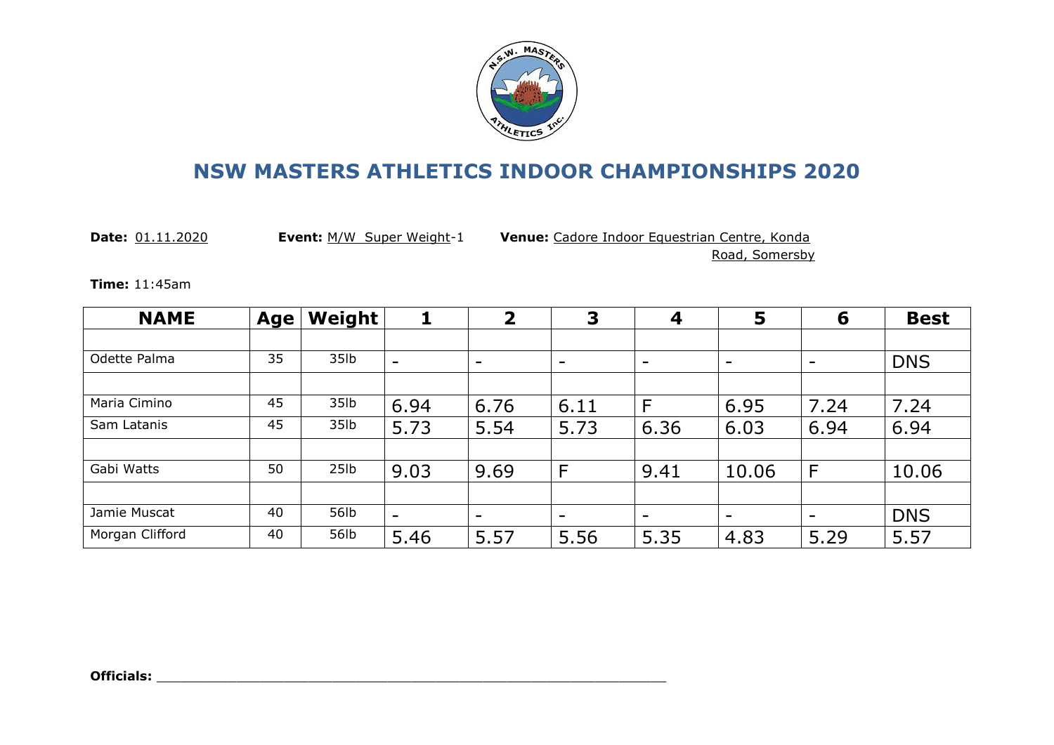# NSW MASTERS ATHLETICS INDOOR CHAMPIONSHIPS 2020

**Date:** 01.11.2020 **Event:** M/W Super Weight-1 **Venue:** Cadore Indoor Equestrian Centre, Konda Road, Somersby

**Time:** 11:45am

| NAME | Age | Weight | 1 | 2 | 3 | 4 | 5 | 6 | Best |
|---|---|---|---|---|---|---|---|---|---|
| | | | | | | | | | |
| Odette Palma | 35 | 35lb | - | - | - | - | - | - | DNS |
| | | | | | | | | | |
| Maria Cimino | 45 | 35lb | 6.94 | 6.76 | 6.11 | F | 6.95 | 7.24 | 7.24 |
| Sam Latanis | 45 | 35lb | 5.73 | 5.54 | 5.73 | 6.36 | 6.03 | 6.94 | 6.94 |
| | | | | | | | | | |
| Gabi Watts | 50 | 25lb | 9.03 | 9.69 | F | 9.41 | 10.06 | F | 10.06 |
| | | | | | | | | | |
| Jamie Muscat | 40 | 56lb | - | - | - | - | - | - | DNS |
| Morgan Clifford | 40 | 56lb | 5.46 | 5.57 | 5.56 | 5.35 | 4.83 | 5.29 | 5.57 |

**Officials:** ___________________________________________________________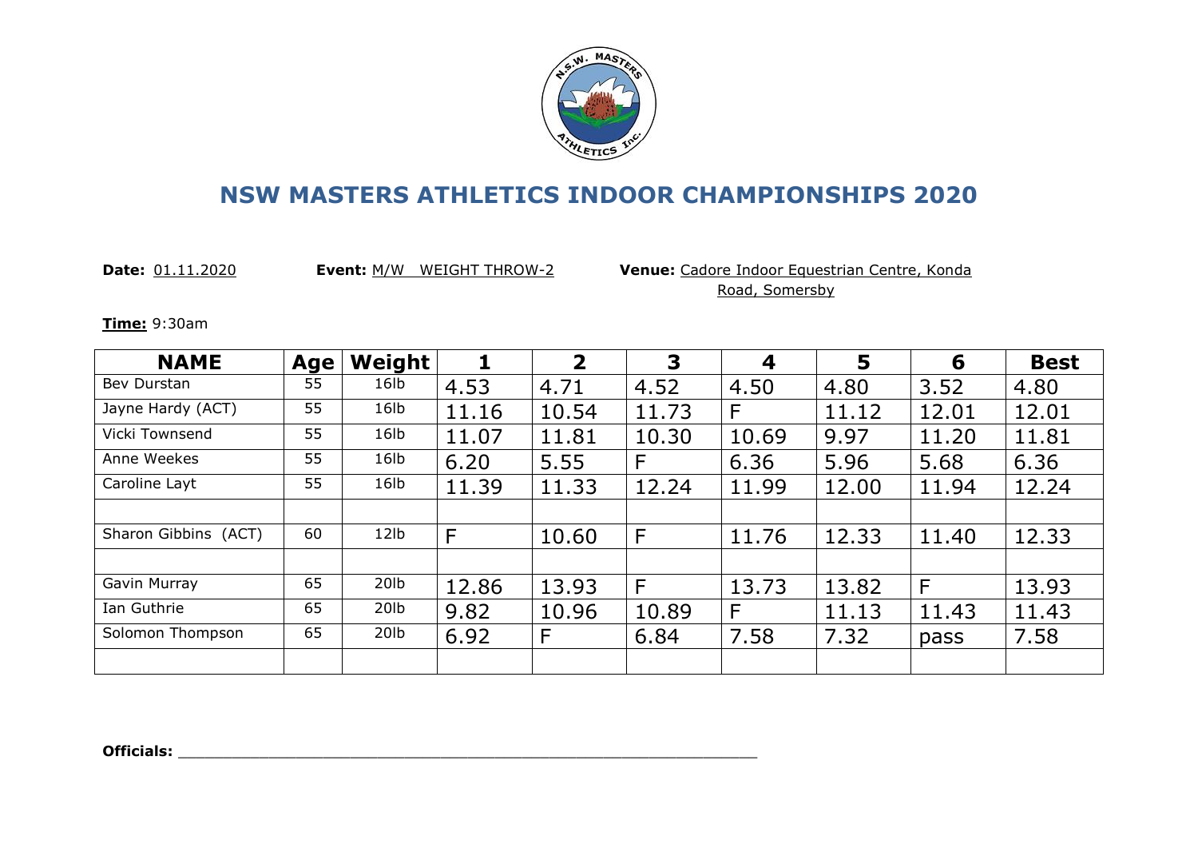# NSW MASTERS ATHLETICS INDOOR CHAMPIONSHIPS 2020

**Date:** 01.11.2020 **Event:** M/W WEIGHT THROW-2 **Venue:** Cadore Indoor Equestrian Centre, Konda Road, Somersby

**Time:** 9:30am

| NAME | Age | Weight | 1 | 2 | 3 | 4 | 5 | 6 | Best |
|---|---|---|---|---|---|---|---|---|---|
| Bev Durstan | 55 | 16lb | 4.53 | 4.71 | 4.52 | 4.50 | 4.80 | 3.52 | 4.80 |
| Jayne Hardy (ACT) | 55 | 16lb | 11.16 | 10.54 | 11.73 | F | 11.12 | 12.01 | 12.01 |
| Vicki Townsend | 55 | 16lb | 11.07 | 11.81 | 10.30 | 10.69 | 9.97 | 11.20 | 11.81 |
| Anne Weekes | 55 | 16lb | 6.20 | 5.55 | F | 6.36 | 5.96 | 5.68 | 6.36 |
| Caroline Layt | 55 | 16lb | 11.39 | 11.33 | 12.24 | 11.99 | 12.00 | 11.94 | 12.24 |
| | | | | | | | | | |
| Sharon Gibbins (ACT) | 60 | 12lb | F | 10.60 | F | 11.76 | 12.33 | 11.40 | 12.33 |
| | | | | | | | | | |
| Gavin Murray | 65 | 20lb | 12.86 | 13.93 | F | 13.73 | 13.82 | F | 13.93 |
| Ian Guthrie | 65 | 20lb | 9.82 | 10.96 | 10.89 | F | 11.13 | 11.43 | 11.43 |
| Solomon Thompson | 65 | 20lb | 6.92 | F | 6.84 | 7.58 | 7.32 | pass | 7.58 |
| | | | | | | | | | |

**Officials:** ____________________________________________________________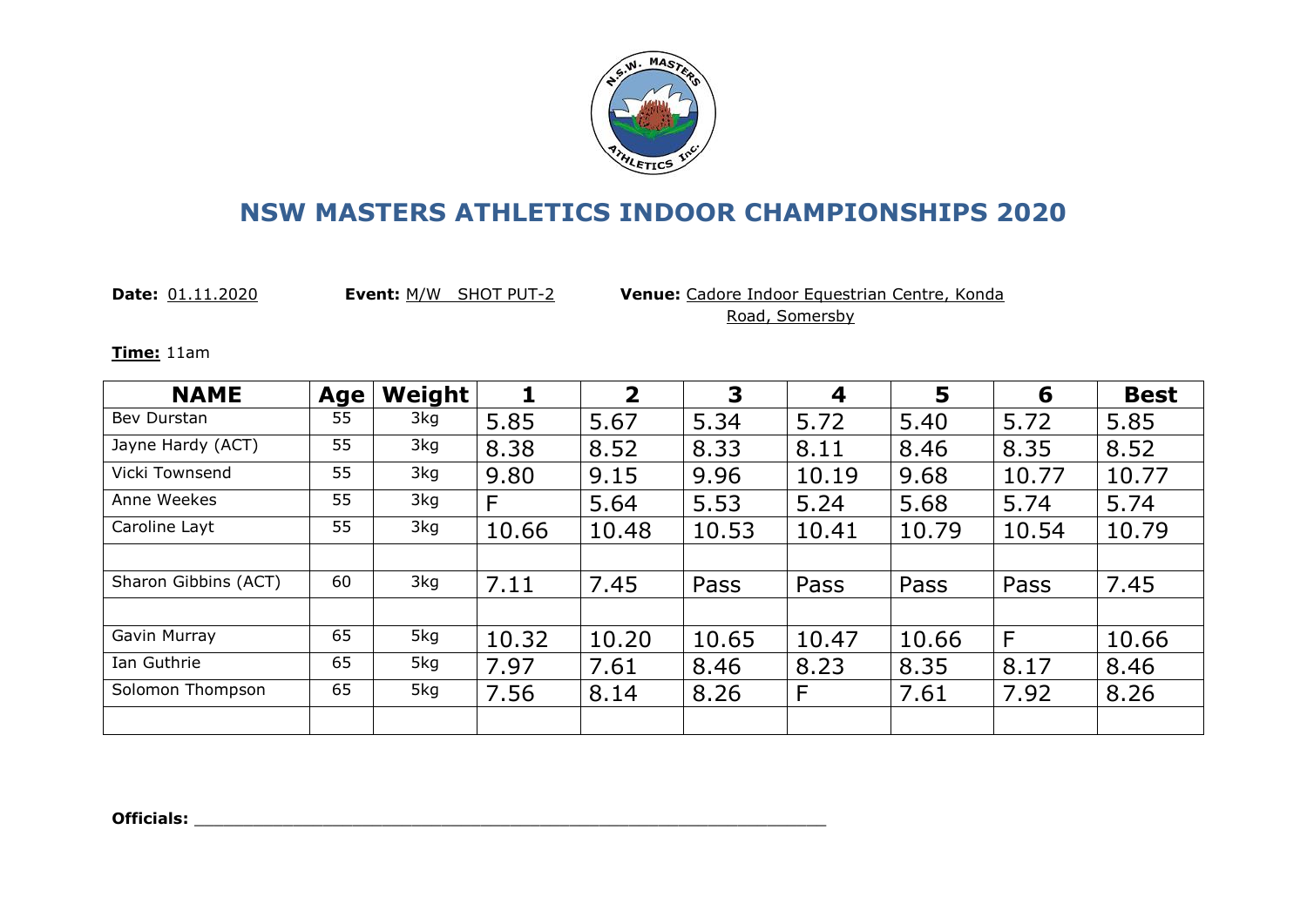# NSW MASTERS ATHLETICS INDOOR CHAMPIONSHIPS 2020

**Date:** 01.11.2020 **Event:** M/W SHOT PUT-2 **Venue:** Cadore Indoor Equestrian Centre, Konda Road, Somersby

**Time:** 11am

| NAME | Age | Weight | 1 | 2 | 3 | 4 | 5 | 6 | Best |
|---|---|---|---|---|---|---|---|---|---|
| Bev Durstan | 55 | 3kg | 5.85 | 5.67 | 5.34 | 5.72 | 5.40 | 5.72 | 5.85 |
| Jayne Hardy (ACT) | 55 | 3kg | 8.38 | 8.52 | 8.33 | 8.11 | 8.46 | 8.35 | 8.52 |
| Vicki Townsend | 55 | 3kg | 9.80 | 9.15 | 9.96 | 10.19 | 9.68 | 10.77 | 10.77 |
| Anne Weekes | 55 | 3kg | F | 5.64 | 5.53 | 5.24 | 5.68 | 5.74 | 5.74 |
| Caroline Layt | 55 | 3kg | 10.66 | 10.48 | 10.53 | 10.41 | 10.79 | 10.54 | 10.79 |
| | | | | | | | | | |
| Sharon Gibbins (ACT) | 60 | 3kg | 7.11 | 7.45 | Pass | Pass | Pass | Pass | 7.45 |
| | | | | | | | | | |
| Gavin Murray | 65 | 5kg | 10.32 | 10.20 | 10.65 | 10.47 | 10.66 | F | 10.66 |
| Ian Guthrie | 65 | 5kg | 7.97 | 7.61 | 8.46 | 8.23 | 8.35 | 8.17 | 8.46 |
| Solomon Thompson | 65 | 5kg | 7.56 | 8.14 | 8.26 | F | 7.61 | 7.92 | 8.26 |
| | | | | | | | | | |

**Officials:** ___________________________________________________________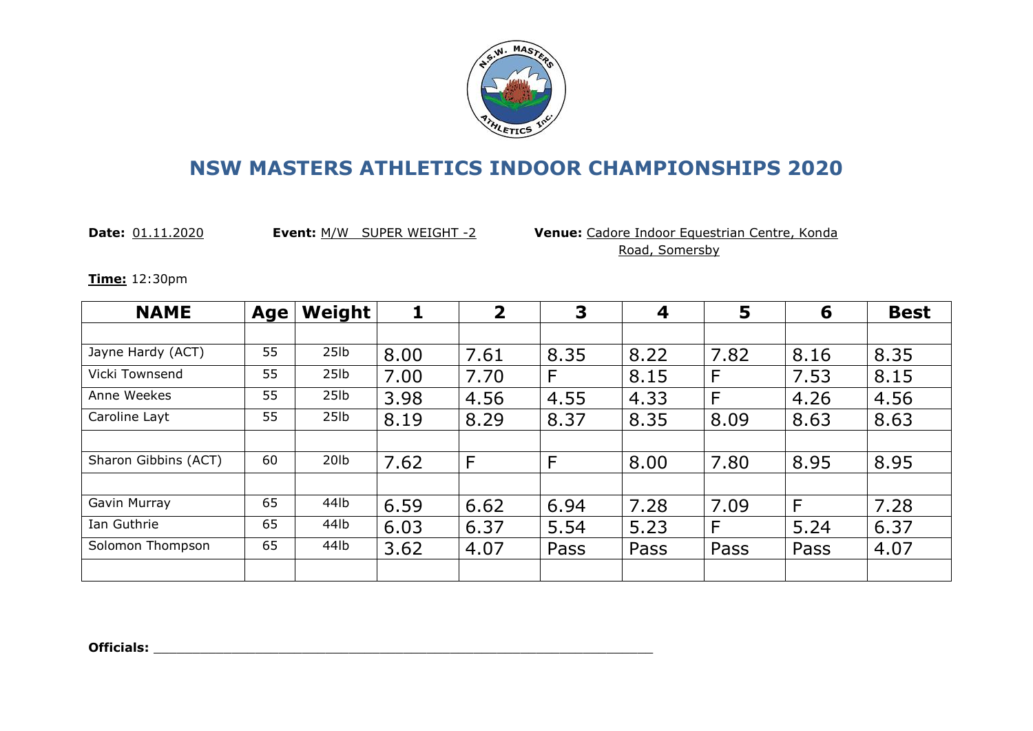# NSW MASTERS ATHLETICS INDOOR CHAMPIONSHIPS 2020

**Date:** 01.11.2020 **Event:** M/W SUPER WEIGHT -2 **Venue:** Cadore Indoor Equestrian Centre, Konda Road, Somersby

**Time:** 12:30pm

| NAME | Age | Weight | 1 | 2 | 3 | 4 | 5 | 6 | Best |
|---|---|---|---|---|---|---|---|---|---|
| | | | | | | | | | |
| Jayne Hardy (ACT) | 55 | 25lb | 8.00 | 7.61 | 8.35 | 8.22 | 7.82 | 8.16 | 8.35 |
| Vicki Townsend | 55 | 25lb | 7.00 | 7.70 | F | 8.15 | F | 7.53 | 8.15 |
| Anne Weekes | 55 | 25lb | 3.98 | 4.56 | 4.55 | 4.33 | F | 4.26 | 4.56 |
| Caroline Layt | 55 | 25lb | 8.19 | 8.29 | 8.37 | 8.35 | 8.09 | 8.63 | 8.63 |
| | | | | | | | | | |
| Sharon Gibbins (ACT) | 60 | 20lb | 7.62 | F | F | 8.00 | 7.80 | 8.95 | 8.95 |
| | | | | | | | | | |
| Gavin Murray | 65 | 44lb | 6.59 | 6.62 | 6.94 | 7.28 | 7.09 | F | 7.28 |
| Ian Guthrie | 65 | 44lb | 6.03 | 6.37 | 5.54 | 5.23 | F | 5.24 | 6.37 |
| Solomon Thompson | 65 | 44lb | 3.62 | 4.07 | Pass | Pass | Pass | Pass | 4.07 |
| | | | | | | | | | |

**Officials:** ____________________________________________________________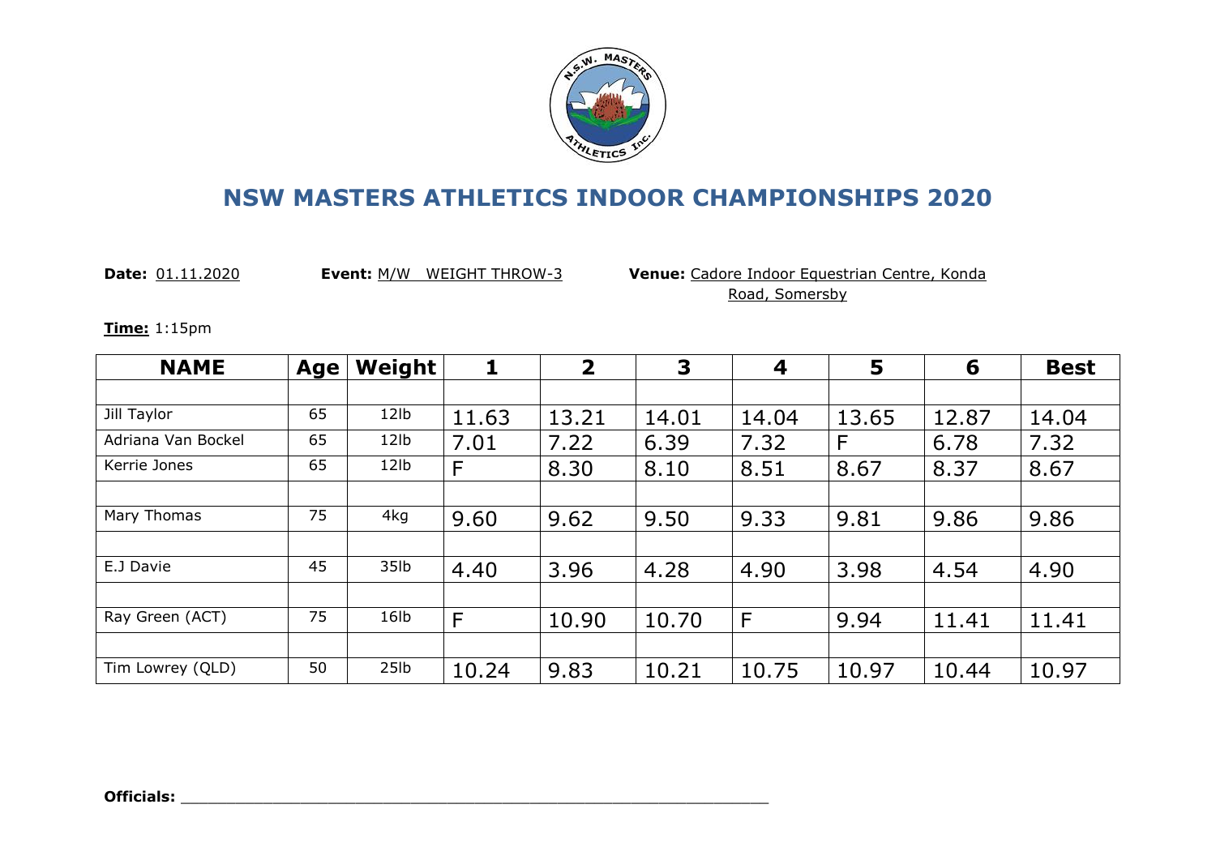# NSW MASTERS ATHLETICS INDOOR CHAMPIONSHIPS 2020

**Date:** 01.11.2020 **Event:** M/W WEIGHT THROW-3 **Venue:** Cadore Indoor Equestrian Centre, Konda Road, Somersby

**Time:** 1:15pm

| NAME | Age | Weight | 1 | 2 | 3 | 4 | 5 | 6 | Best |
|---|---|---|---|---|---|---|---|---|---|
| | | | | | | | | | |
| Jill Taylor | 65 | 12lb | 11.63 | 13.21 | 14.01 | 14.04 | 13.65 | 12.87 | 14.04 |
| Adriana Van Bockel | 65 | 12lb | 7.01 | 7.22 | 6.39 | 7.32 | F | 6.78 | 7.32 |
| Kerrie Jones | 65 | 12lb | F | 8.30 | 8.10 | 8.51 | 8.67 | 8.37 | 8.67 |
| | | | | | | | | | |
| Mary Thomas | 75 | 4kg | 9.60 | 9.62 | 9.50 | 9.33 | 9.81 | 9.86 | 9.86 |
| | | | | | | | | | |
| E.J Davie | 45 | 35lb | 4.40 | 3.96 | 4.28 | 4.90 | 3.98 | 4.54 | 4.90 |
| | | | | | | | | | |
| Ray Green (ACT) | 75 | 16lb | F | 10.90 | 10.70 | F | 9.94 | 11.41 | 11.41 |
| | | | | | | | | | |
| Tim Lowrey (QLD) | 50 | 25lb | 10.24 | 9.83 | 10.21 | 10.75 | 10.97 | 10.44 | 10.97 |

**Officials:** ____________________________________________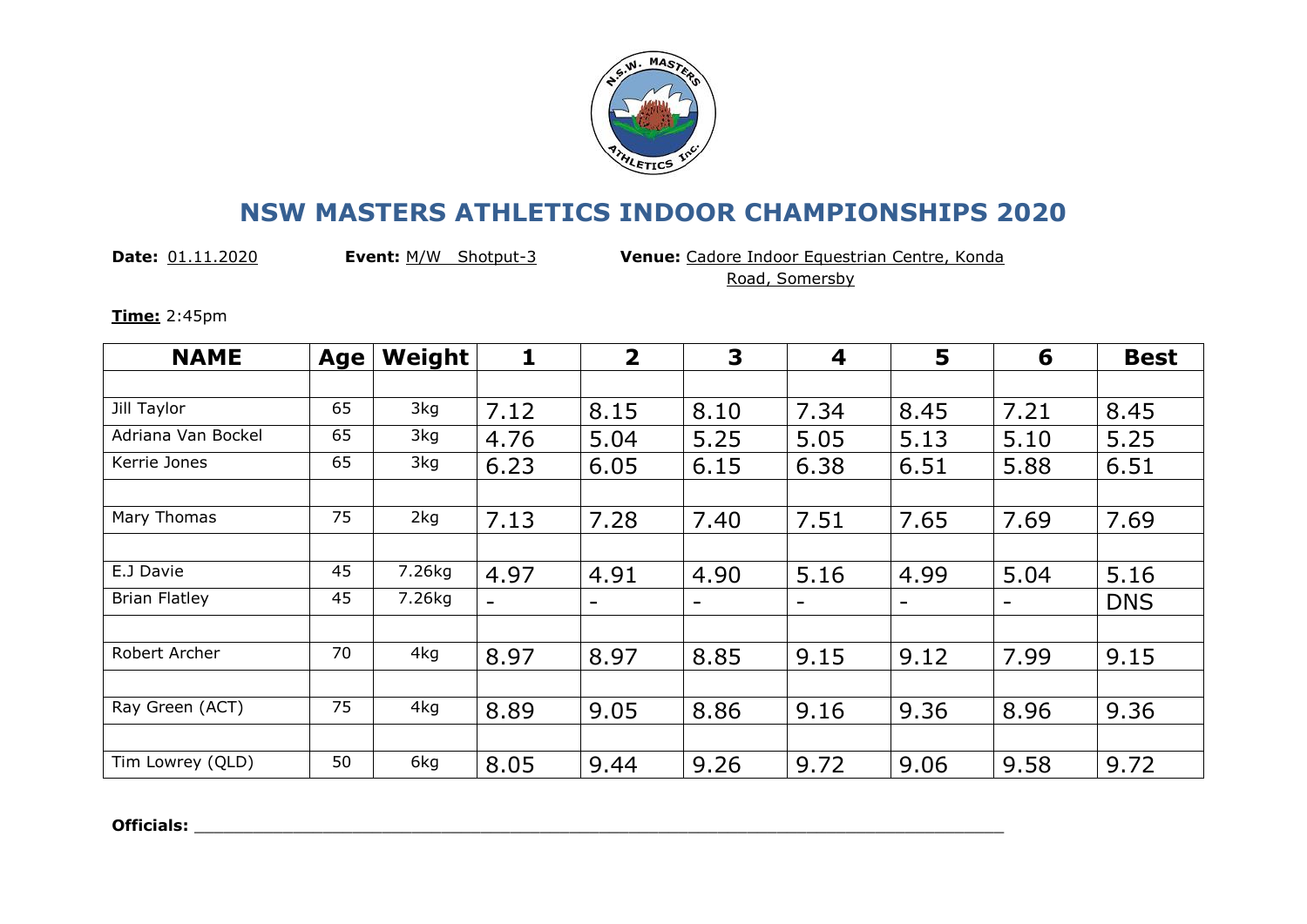# NSW MASTERS ATHLETICS INDOOR CHAMPIONSHIPS 2020

**Date:** 01.11.2020 **Event:** M/W Shotput-3 **Venue:** Cadore Indoor Equestrian Centre, Konda Road, Somersby

**Time:** 2:45pm

| NAME | Age | Weight | 1 | 2 | 3 | 4 | 5 | 6 | Best |
|---|---|---|---|---|---|---|---|---|---|
| | | | | | | | | | |
| Jill Taylor | 65 | 3kg | 7.12 | 8.15 | 8.10 | 7.34 | 8.45 | 7.21 | 8.45 |
| Adriana Van Bockel | 65 | 3kg | 4.76 | 5.04 | 5.25 | 5.05 | 5.13 | 5.10 | 5.25 |
| Kerrie Jones | 65 | 3kg | 6.23 | 6.05 | 6.15 | 6.38 | 6.51 | 5.88 | 6.51 |
| | | | | | | | | | |
| Mary Thomas | 75 | 2kg | 7.13 | 7.28 | 7.40 | 7.51 | 7.65 | 7.69 | 7.69 |
| | | | | | | | | | |
| E.J Davie | 45 | 7.26kg | 4.97 | 4.91 | 4.90 | 5.16 | 4.99 | 5.04 | 5.16 |
| Brian Flatley | 45 | 7.26kg | - | - | - | - | - | - | DNS |
| | | | | | | | | | |
| Robert Archer | 70 | 4kg | 8.97 | 8.97 | 8.85 | 9.15 | 9.12 | 7.99 | 9.15 |
| | | | | | | | | | |
| Ray Green (ACT) | 75 | 4kg | 8.89 | 9.05 | 8.86 | 9.16 | 9.36 | 8.96 | 9.36 |
| | | | | | | | | | |
| Tim Lowrey (QLD) | 50 | 6kg | 8.05 | 9.44 | 9.26 | 9.72 | 9.06 | 9.58 | 9.72 |

**Officials:** ____________________________________________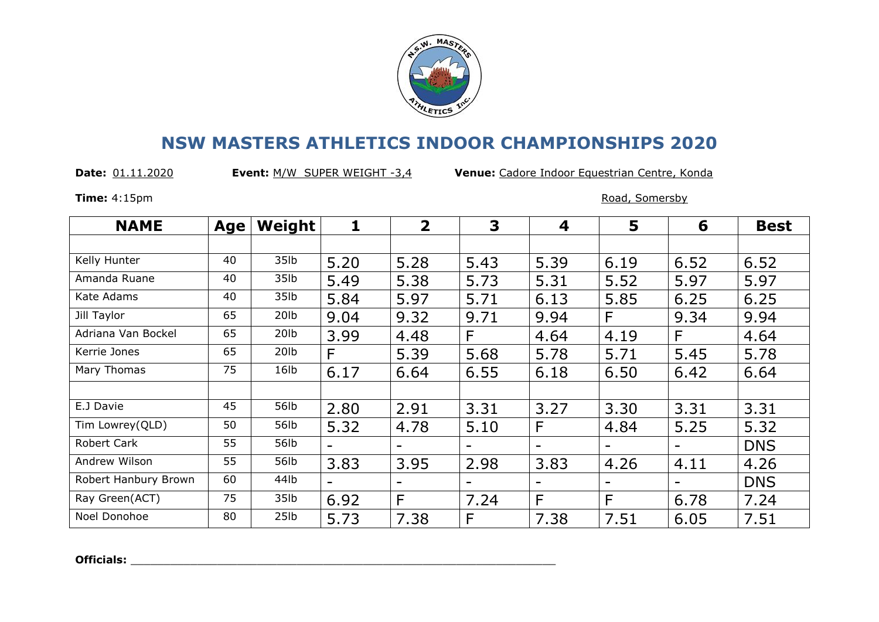# NSW MASTERS ATHLETICS INDOOR CHAMPIONSHIPS 2020

**Date:** 01.11.2020 **Event:** M/W SUPER WEIGHT -3,4 **Venue:** Cadore Indoor Equestrian Centre, Konda Road, Somersby

**Time:** 4:15pm

| NAME | Age | Weight | 1 | 2 | 3 | 4 | 5 | 6 | Best |
|---|---|---|---|---|---|---|---|---|---|
| | | | | | | | | | |
| Kelly Hunter | 40 | 35lb | 5.20 | 5.28 | 5.43 | 5.39 | 6.19 | 6.52 | 6.52 |
| Amanda Ruane | 40 | 35lb | 5.49 | 5.38 | 5.73 | 5.31 | 5.52 | 5.97 | 5.97 |
| Kate Adams | 40 | 35lb | 5.84 | 5.97 | 5.71 | 6.13 | 5.85 | 6.25 | 6.25 |
| Jill Taylor | 65 | 20lb | 9.04 | 9.32 | 9.71 | 9.94 | F | 9.34 | 9.94 |
| Adriana Van Bockel | 65 | 20lb | 3.99 | 4.48 | F | 4.64 | 4.19 | F | 4.64 |
| Kerrie Jones | 65 | 20lb | F | 5.39 | 5.68 | 5.78 | 5.71 | 5.45 | 5.78 |
| Mary Thomas | 75 | 16lb | 6.17 | 6.64 | 6.55 | 6.18 | 6.50 | 6.42 | 6.64 |
| | | | | | | | | | |
| E.J Davie | 45 | 56lb | 2.80 | 2.91 | 3.31 | 3.27 | 3.30 | 3.31 | 3.31 |
| Tim Lowrey(QLD) | 50 | 56lb | 5.32 | 4.78 | 5.10 | F | 4.84 | 5.25 | 5.32 |
| Robert Cark | 55 | 56lb | - | - | - | - | - | - | DNS |
| Andrew Wilson | 55 | 56lb | 3.83 | 3.95 | 2.98 | 3.83 | 4.26 | 4.11 | 4.26 |
| Robert Hanbury Brown | 60 | 44lb | - | - | - | - | - | - | DNS |
| Ray Green(ACT) | 75 | 35lb | 6.92 | F | 7.24 | F | F | 6.78 | 7.24 |
| Noel Donohoe | 80 | 25lb | 5.73 | 7.38 | F | 7.38 | 7.51 | 6.05 | 7.51 |

**Officials:** ____________________________________________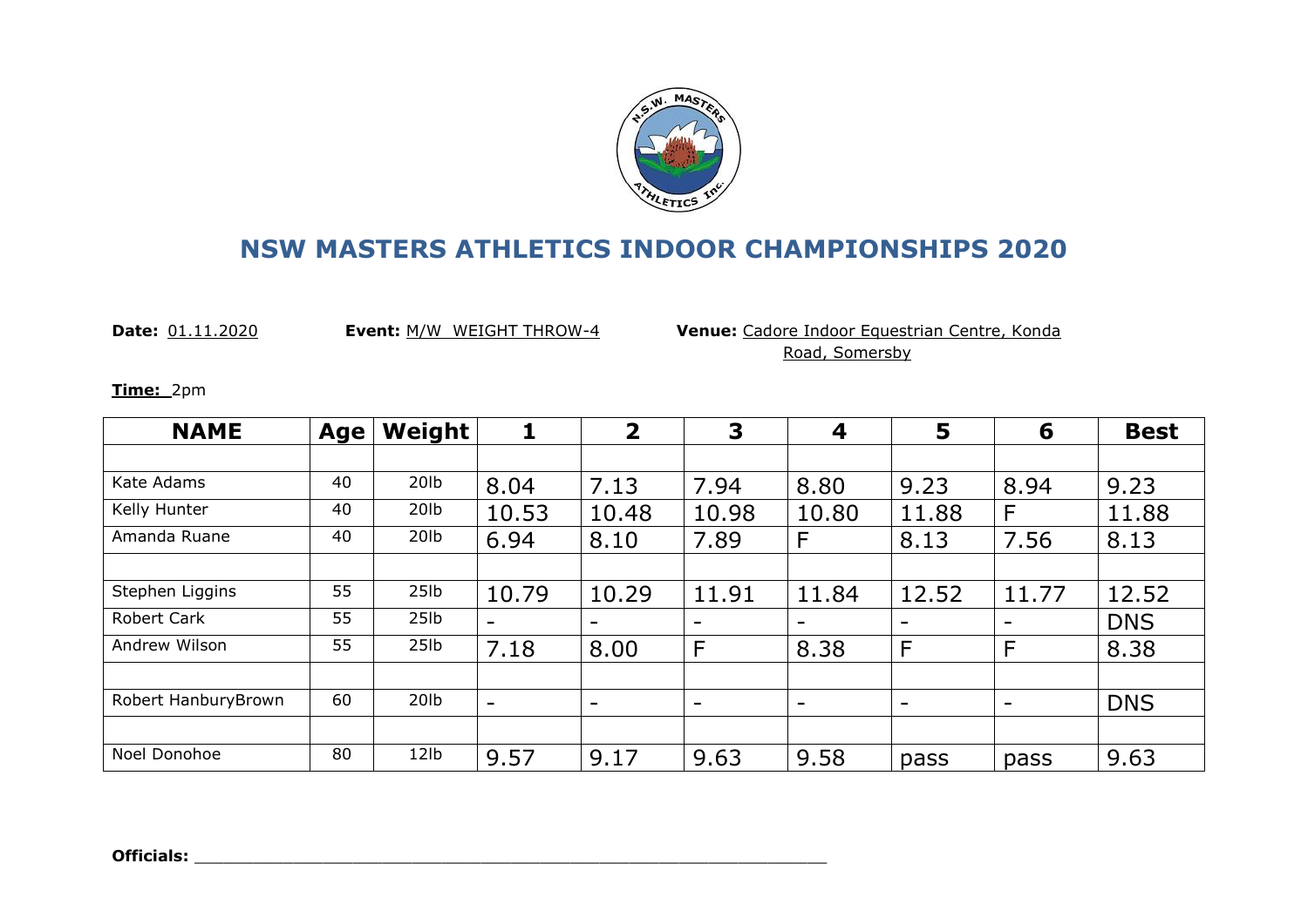# NSW MASTERS ATHLETICS INDOOR CHAMPIONSHIPS 2020

**Date:** 01.11.2020 **Event:** M/W WEIGHT THROW-4 **Venue:** Cadore Indoor Equestrian Centre, Konda Road, Somersby

**Time:** 2pm

| NAME | Age | Weight | 1 | 2 | 3 | 4 | 5 | 6 | Best |
|---|---|---|---|---|---|---|---|---|---|
| | | | | | | | | | |
| Kate Adams | 40 | 20lb | 8.04 | 7.13 | 7.94 | 8.80 | 9.23 | 8.94 | 9.23 |
| Kelly Hunter | 40 | 20lb | 10.53 | 10.48 | 10.98 | 10.80 | 11.88 | F | 11.88 |
| Amanda Ruane | 40 | 20lb | 6.94 | 8.10 | 7.89 | F | 8.13 | 7.56 | 8.13 |
| | | | | | | | | | |
| Stephen Liggins | 55 | 25lb | 10.79 | 10.29 | 11.91 | 11.84 | 12.52 | 11.77 | 12.52 |
| Robert Cark | 55 | 25lb | - | - | - | - | - | - | DNS |
| Andrew Wilson | 55 | 25lb | 7.18 | 8.00 | F | 8.38 | F | F | 8.38 |
| | | | | | | | | | |
| Robert HanburyBrown | 60 | 20lb | - | - | - | - | - | - | DNS |
| | | | | | | | | | |
| Noel Donohoe | 80 | 12lb | 9.57 | 9.17 | 9.63 | 9.58 | pass | pass | 9.63 |

**Officials:** ______________________________________________________________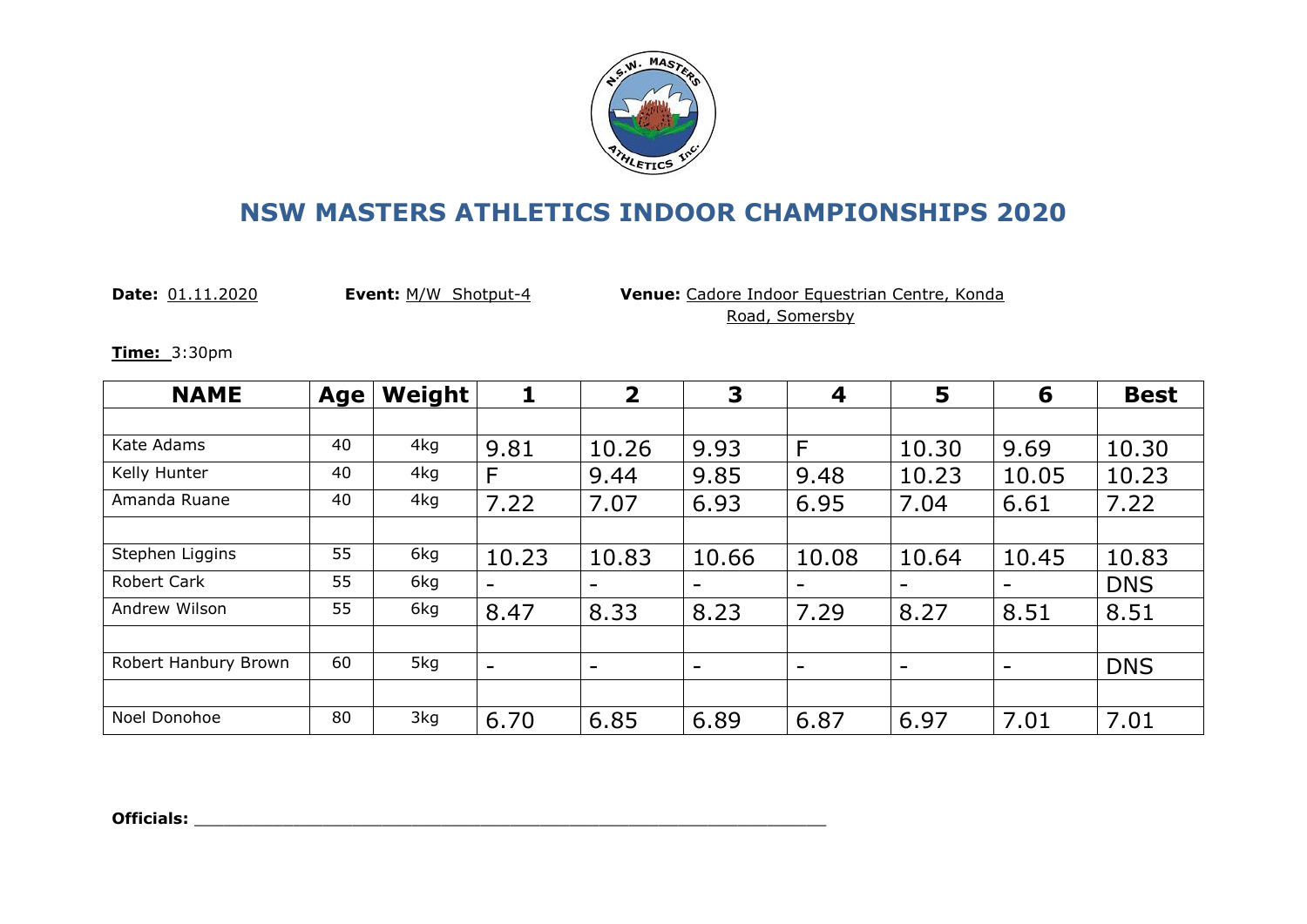# NSW MASTERS ATHLETICS INDOOR CHAMPIONSHIPS 2020

**Date:** 01.11.2020 **Event:** M/W Shotput-4 **Venue:** Cadore Indoor Equestrian Centre, Konda Road, Somersby

**Time:** 3:30pm

| NAME | Age | Weight | 1 | 2 | 3 | 4 | 5 | 6 | Best |
|---|---|---|---|---|---|---|---|---|---|
| | | | | | | | | | |
| Kate Adams | 40 | 4kg | 9.81 | 10.26 | 9.93 | F | 10.30 | 9.69 | 10.30 |
| Kelly Hunter | 40 | 4kg | F | 9.44 | 9.85 | 9.48 | 10.23 | 10.05 | 10.23 |
| Amanda Ruane | 40 | 4kg | 7.22 | 7.07 | 6.93 | 6.95 | 7.04 | 6.61 | 7.22 |
| | | | | | | | | | |
| Stephen Liggins | 55 | 6kg | 10.23 | 10.83 | 10.66 | 10.08 | 10.64 | 10.45 | 10.83 |
| Robert Cark | 55 | 6kg | - | - | - | - | - | - | DNS |
| Andrew Wilson | 55 | 6kg | 8.47 | 8.33 | 8.23 | 7.29 | 8.27 | 8.51 | 8.51 |
| | | | | | | | | | |
| Robert Hanbury Brown | 60 | 5kg | - | - | - | - | - | - | DNS |
| | | | | | | | | | |
| Noel Donohoe | 80 | 3kg | 6.70 | 6.85 | 6.89 | 6.87 | 6.97 | 7.01 | 7.01 |

**Officials:** ______________________________________________________________